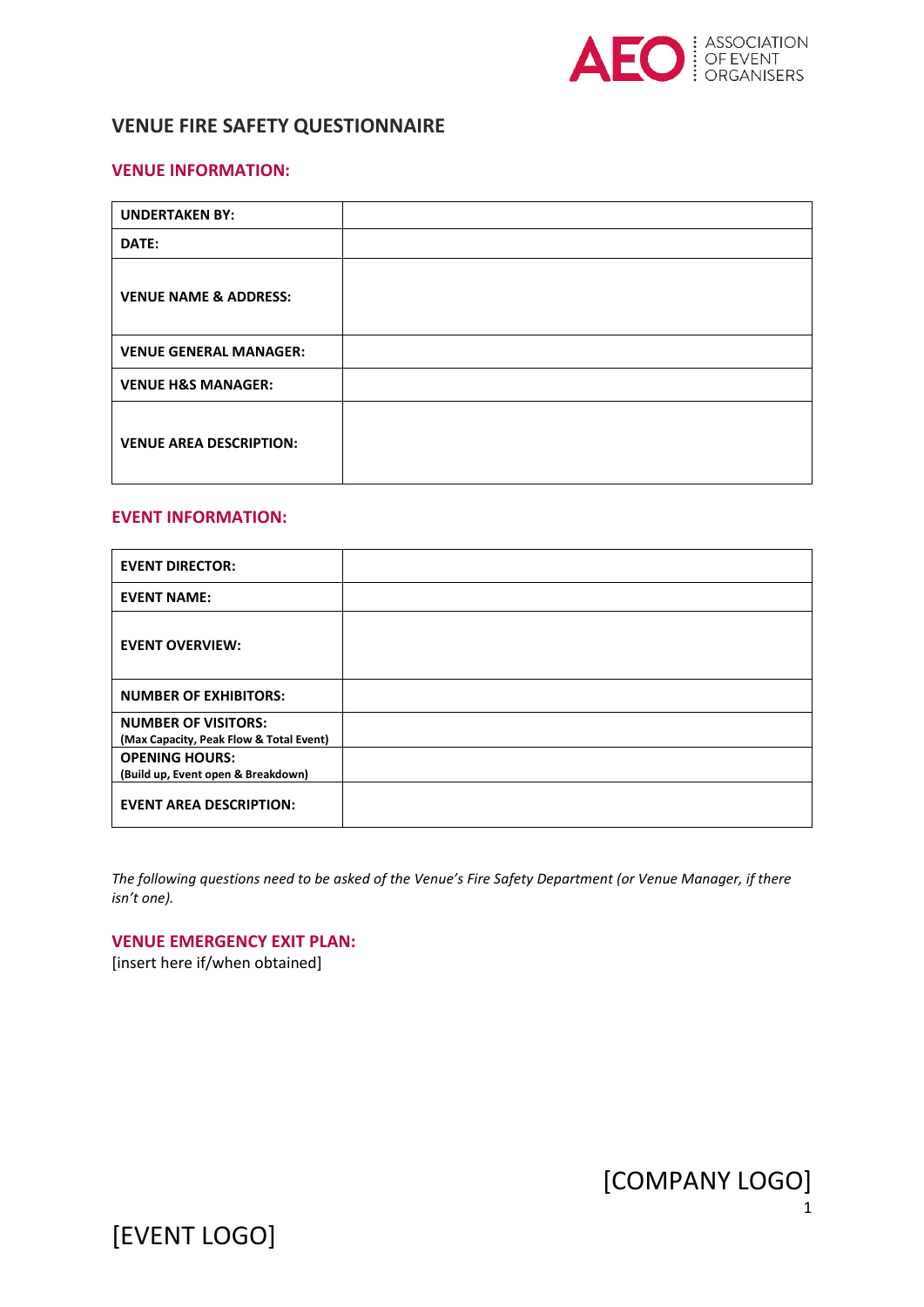ASSOCIATION OF EVENT ORGANISERS

# VENUE FIRE SAFETY QUESTIONNAIRE

## VENUE INFORMATION:

| | |
|---|---|
| **UNDERTAKEN BY:** | |
| **DATE:** | |
| **VENUE NAME & ADDRESS:** | |
| **VENUE GENERAL MANAGER:** | |
| **VENUE H&S MANAGER:** | |
| **VENUE AREA DESCRIPTION:** | |

## EVENT INFORMATION:

| | |
|---|---|
| **EVENT DIRECTOR:** | |
| **EVENT NAME:** | |
| **EVENT OVERVIEW:** | |
| **NUMBER OF EXHIBITORS:** | |
| **NUMBER OF VISITORS:** **(Max Capacity, Peak Flow & Total Event)** | |
| **OPENING HOURS:** **(Build up, Event open & Breakdown)** | |
| **EVENT AREA DESCRIPTION:** | |

*The following questions need to be asked of the Venue's Fire Safety Department (or Venue Manager, if there isn't one).*

## VENUE EMERGENCY EXIT PLAN:

[insert here if/when obtained]

[COMPANY LOGO]

[EVENT LOGO]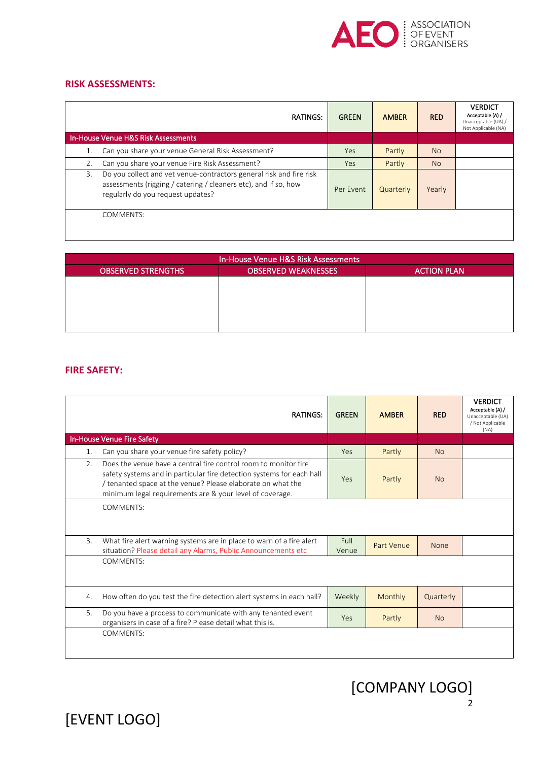## RISK ASSESSMENTS:

| | RATINGS: | GREEN | AMBER | RED | VERDICT Acceptable (A) / Unacceptable (UA) / Not Applicable (NA) |
|---|---|---|---|---|---|
| **In-House Venue H&S Risk Assessments** | | | | | |
| 1. | Can you share your venue General Risk Assessment? | Yes | Partly | No | |
| 2. | Can you share your venue Fire Risk Assessment? | Yes | Partly | No | |
| 3. | Do you collect and vet venue-contractors general risk and fire risk assessments (rigging / catering / cleaners etc), and if so, how regularly do you request updates? | Per Event | Quarterly | Yearly | |
| | COMMENTS: | | | | |

| In-House Venue H&S Risk Assessments | | |
|---|---|---|
| OBSERVED STRENGTHS | OBSERVED WEAKNESSES | ACTION PLAN |
| | | |

## FIRE SAFETY:

| | RATINGS: | GREEN | AMBER | RED | VERDICT Acceptable (A) / Unacceptable (UA) / Not Applicable (NA) |
|---|---|---|---|---|---|
| **In-House Venue Fire Safety** | | | | | |
| 1. | Can you share your venue fire safety policy? | Yes | Partly | No | |
| 2. | Does the venue have a central fire control room to monitor fire safety systems and in particular fire detection systems for each hall / tenanted space at the venue? Please elaborate on what the minimum legal requirements are & your level of coverage. | Yes | Partly | No | |
| | COMMENTS: | | | | |
| 3. | What fire alert warning systems are in place to warn of a fire alert situation? Please detail any Alarms, Public Announcements etc | Full Venue | Part Venue | None | |
| | COMMENTS: | | | | |
| 4. | How often do you test the fire detection alert systems in each hall? | Weekly | Monthly | Quarterly | |
| 5. | Do you have a process to communicate with any tenanted event organisers in case of a fire? Please detail what this is. | Yes | Partly | No | |
| | COMMENTS: | | | | |

[COMPANY LOGO]

[EVENT LOGO]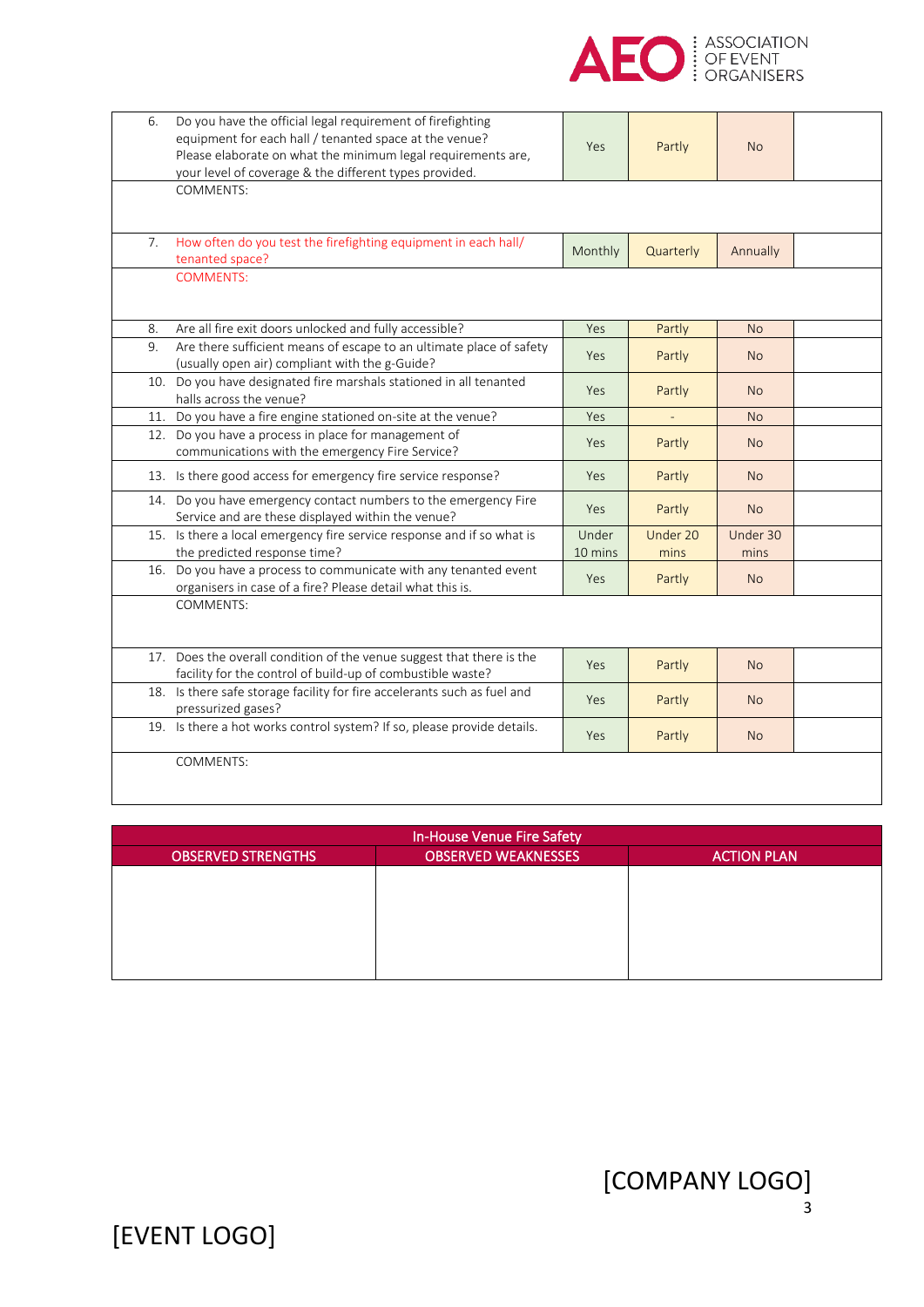| | | | | | |
|---|---|---|---|---|---|
| 6. | Do you have the official legal requirement of firefighting equipment for each hall / tenanted space at the venue? Please elaborate on what the minimum legal requirements are, your level of coverage & the different types provided. | Yes | Partly | No | |
| | COMMENTS: | | | | |
| 7. | How often do you test the firefighting equipment in each hall/ tenanted space? | Monthly | Quarterly | Annually | |
| | COMMENTS: | | | | |
| 8. | Are all fire exit doors unlocked and fully accessible? | Yes | Partly | No | |
| 9. | Are there sufficient means of escape to an ultimate place of safety (usually open air) compliant with the g-Guide? | Yes | Partly | No | |
| 10. | Do you have designated fire marshals stationed in all tenanted halls across the venue? | Yes | Partly | No | |
| 11. | Do you have a fire engine stationed on-site at the venue? | Yes | - | No | |
| 12. | Do you have a process in place for management of communications with the emergency Fire Service? | Yes | Partly | No | |
| 13. | Is there good access for emergency fire service response? | Yes | Partly | No | |
| 14. | Do you have emergency contact numbers to the emergency Fire Service and are these displayed within the venue? | Yes | Partly | No | |
| 15. | Is there a local emergency fire service response and if so what is the predicted response time? | Under 10 mins | Under 20 mins | Under 30 mins | |
| 16. | Do you have a process to communicate with any tenanted event organisers in case of a fire? Please detail what this is. | Yes | Partly | No | |
| | COMMENTS: | | | | |
| 17. | Does the overall condition of the venue suggest that there is the facility for the control of build-up of combustible waste? | Yes | Partly | No | |
| 18. | Is there safe storage facility for fire accelerants such as fuel and pressurized gases? | Yes | Partly | No | |
| 19. | Is there a hot works control system? If so, please provide details. | Yes | Partly | No | |
| | COMMENTS: | | | | |

| In-House Venue Fire Safety | | |
|---|---|---|
| OBSERVED STRENGTHS | OBSERVED WEAKNESSES | ACTION PLAN |
| | | |

[COMPANY LOGO]

[EVENT LOGO]